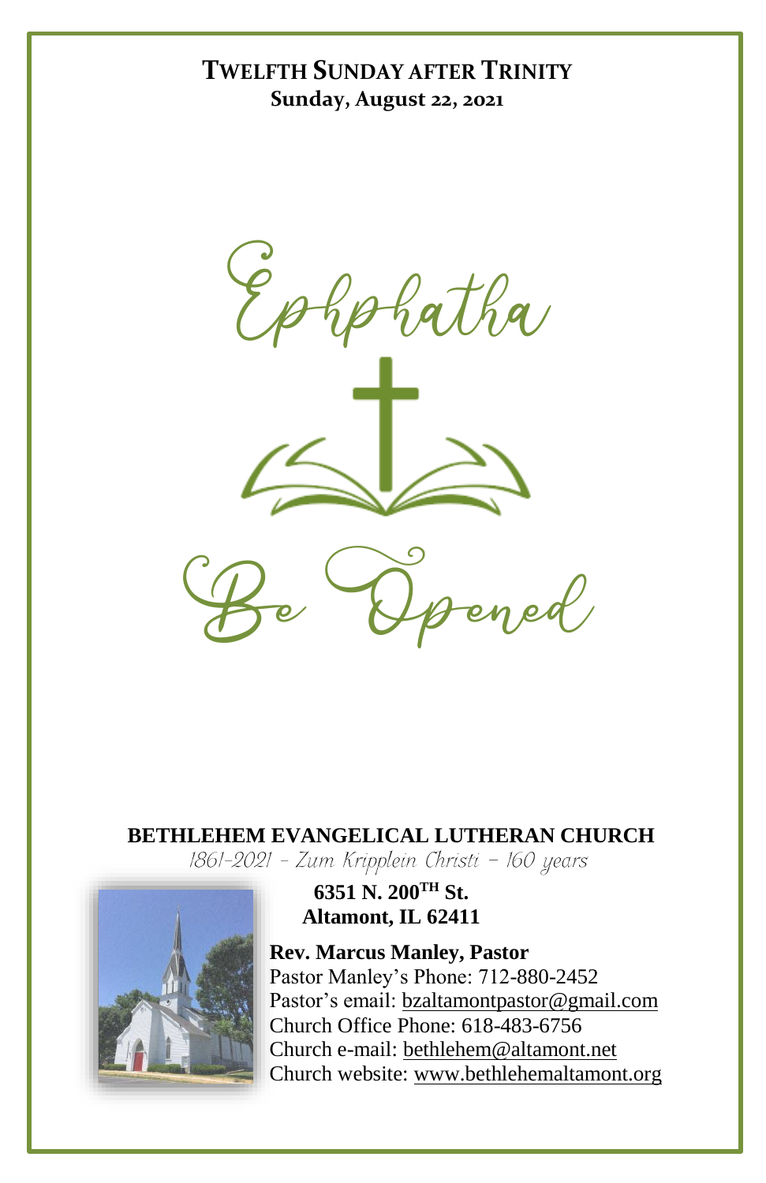# TWELFTH SUNDAY AFTER TRINITY

**Sunday, August 22, 2021**

Ephphatha

Be Opened

**BETHLEHEM EVANGELICAL LUTHERAN CHURCH**

*1861-2021 – Zum Kripplein Christi – 160 years*

**6351 N. 200TH St.**
**Altamont, IL 62411**

**Rev. Marcus Manley, Pastor**
Pastor Manley's Phone: 712-880-2452
Pastor's email: bzaltamontpastor@gmail.com
Church Office Phone: 618-483-6756
Church e-mail: bethlehem@altamont.net
Church website: www.bethlehemaltamont.org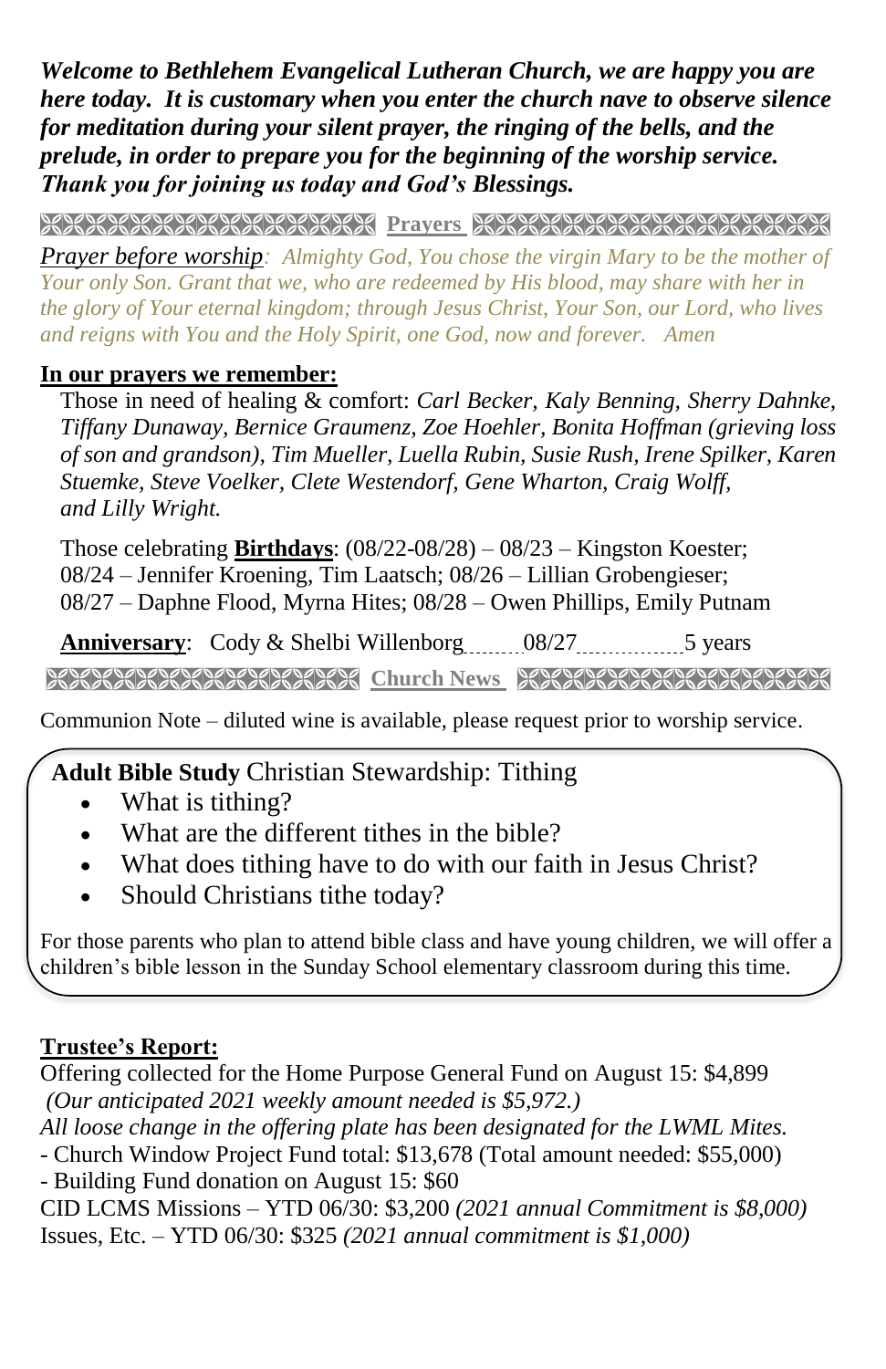***Welcome to Bethlehem Evangelical Lutheran Church, we are happy you are here today. It is customary when you enter the church nave to observe silence for meditation during your silent prayer, the ringing of the bells, and the prelude, in order to prepare you for the beginning of the worship service. Thank you for joining us today and God's Blessings.***

## Prayers

*Prayer before worship: Almighty God, You chose the virgin Mary to be the mother of Your only Son. Grant that we, who are redeemed by His blood, may share with her in the glory of Your eternal kingdom; through Jesus Christ, Your Son, our Lord, who lives and reigns with You and the Holy Spirit, one God, now and forever. Amen*

**In our prayers we remember:**

Those in need of healing & comfort: *Carl Becker, Kaly Benning, Sherry Dahnke, Tiffany Dunaway, Bernice Graumenz, Zoe Hoehler, Bonita Hoffman (grieving loss of son and grandson), Tim Mueller, Luella Rubin, Susie Rush, Irene Spilker, Karen Stuemke, Steve Voelker, Clete Westendorf, Gene Wharton, Craig Wolff, and Lilly Wright.*

Those celebrating **Birthdays**: (08/22-08/28) – 08/23 – Kingston Koester; 08/24 – Jennifer Kroening, Tim Laatsch; 08/26 – Lillian Grobengieser; 08/27 – Daphne Flood, Myrna Hites; 08/28 – Owen Phillips, Emily Putnam

**Anniversary**: Cody & Shelbi Willenborg ........ 08/27 ................ 5 years

## Church News

Communion Note – diluted wine is available, please request prior to worship service.

**Adult Bible Study** Christian Stewardship: Tithing

- What is tithing?
- What are the different tithes in the bible?
- What does tithing have to do with our faith in Jesus Christ?
- Should Christians tithe today?

For those parents who plan to attend bible class and have young children, we will offer a children's bible lesson in the Sunday School elementary classroom during this time.

**Trustee's Report:**

Offering collected for the Home Purpose General Fund on August 15: $4,899
*(Our anticipated 2021 weekly amount needed is $5,972.)*
*All loose change in the offering plate has been designated for the LWML Mites.*
- Church Window Project Fund total: $13,678 (Total amount needed: $55,000)
- Building Fund donation on August 15: $60

CID LCMS Missions – YTD 06/30: $3,200 *(2021 annual Commitment is $8,000)*
Issues, Etc. – YTD 06/30: $325 *(2021 annual commitment is $1,000)*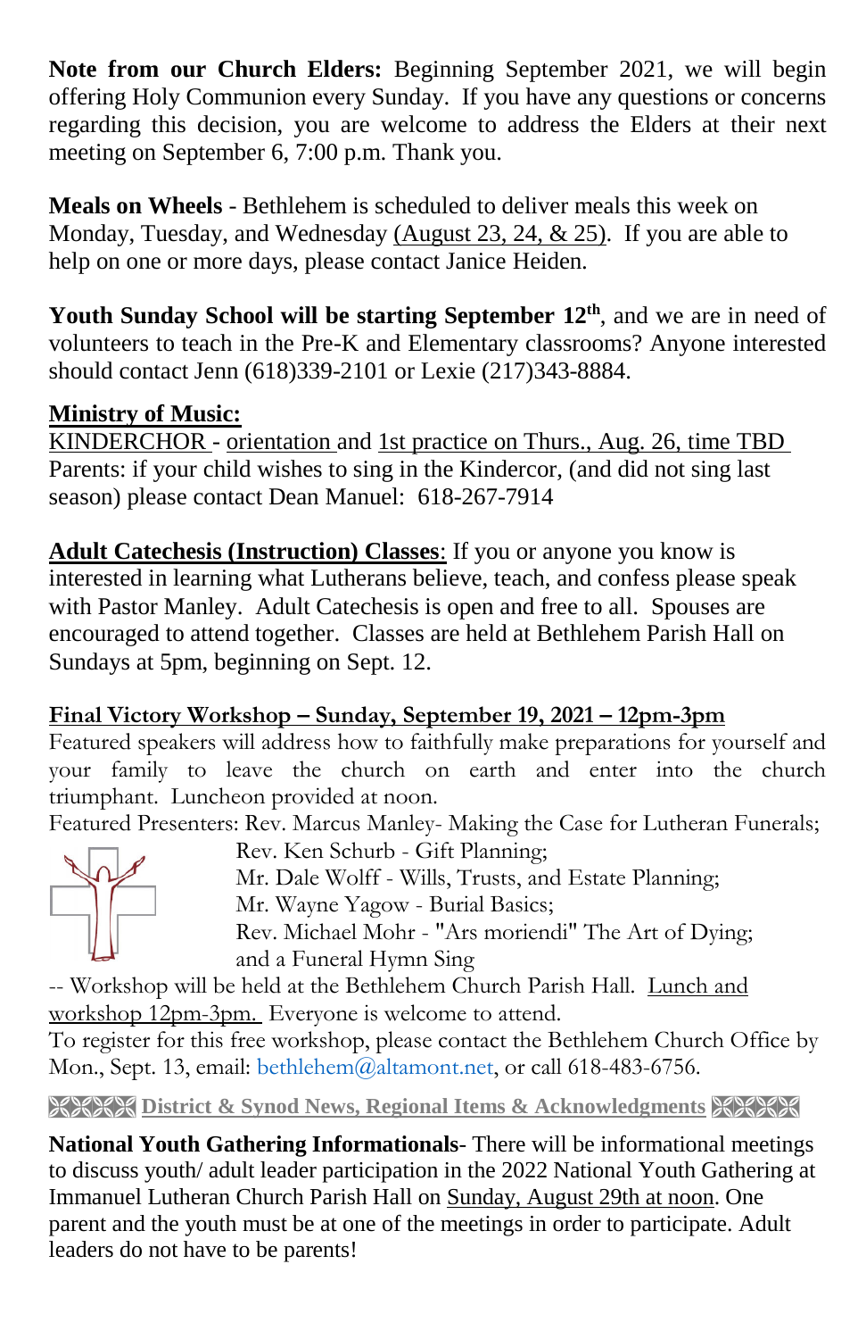**Note from our Church Elders:** Beginning September 2021, we will begin offering Holy Communion every Sunday. If you have any questions or concerns regarding this decision, you are welcome to address the Elders at their next meeting on September 6, 7:00 p.m. Thank you.

**Meals on Wheels** - Bethlehem is scheduled to deliver meals this week on Monday, Tuesday, and Wednesday (August 23, 24, & 25). If you are able to help on one or more days, please contact Janice Heiden.

**Youth Sunday School will be starting September 12th**, and we are in need of volunteers to teach in the Pre-K and Elementary classrooms? Anyone interested should contact Jenn (618)339-2101 or Lexie (217)343-8884.

**Ministry of Music:**

KINDERCHOR - orientation and 1st practice on Thurs., Aug. 26, time TBD
Parents: if your child wishes to sing in the Kindercor, (and did not sing last season) please contact Dean Manuel: 618-267-7914

**Adult Catechesis (Instruction) Classes**: If you or anyone you know is interested in learning what Lutherans believe, teach, and confess please speak with Pastor Manley. Adult Catechesis is open and free to all. Spouses are encouraged to attend together. Classes are held at Bethlehem Parish Hall on Sundays at 5pm, beginning on Sept. 12.

**Final Victory Workshop – Sunday, September 19, 2021 – 12pm-3pm**

Featured speakers will address how to faithfully make preparations for yourself and your family to leave the church on earth and enter into the church triumphant. Luncheon provided at noon.

Featured Presenters: Rev. Marcus Manley- Making the Case for Lutheran Funerals;
Rev. Ken Schurb - Gift Planning;
Mr. Dale Wolff - Wills, Trusts, and Estate Planning;
Mr. Wayne Yagow - Burial Basics;
Rev. Michael Mohr - "Ars moriendi" The Art of Dying;
and a Funeral Hymn Sing

-- Workshop will be held at the Bethlehem Church Parish Hall. Lunch and workshop 12pm-3pm. Everyone is welcome to attend.

To register for this free workshop, please contact the Bethlehem Church Office by Mon., Sept. 13, email: bethlehem@altamont.net, or call 618-483-6756.

## District & Synod News, Regional Items & Acknowledgments

**National Youth Gathering Informationals**- There will be informational meetings to discuss youth/ adult leader participation in the 2022 National Youth Gathering at Immanuel Lutheran Church Parish Hall on Sunday, August 29th at noon. One parent and the youth must be at one of the meetings in order to participate. Adult leaders do not have to be parents!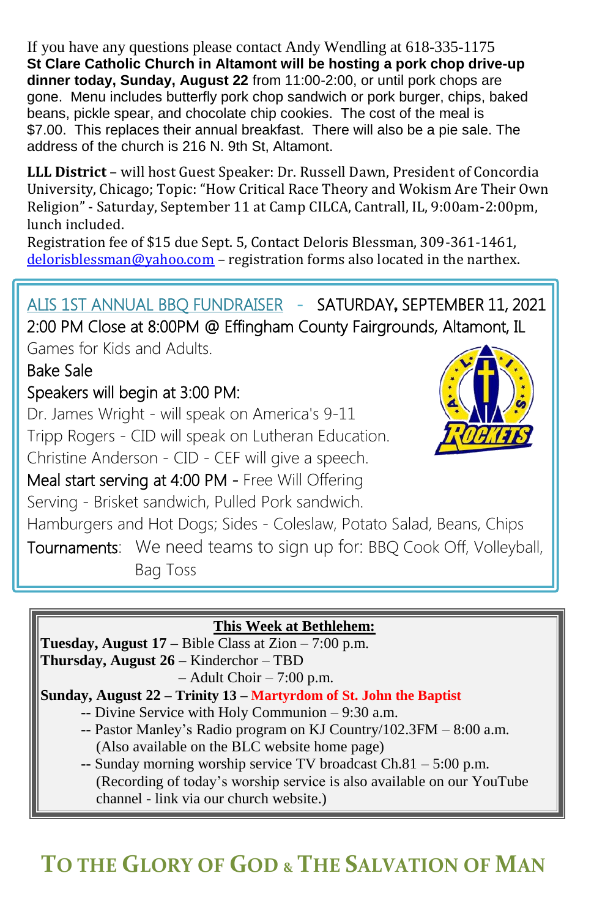If you have any questions please contact Andy Wendling at 618-335-1175

**St Clare Catholic Church in Altamont will be hosting a pork chop drive-up dinner today, Sunday, August 22** from 11:00-2:00, or until pork chops are gone. Menu includes butterfly pork chop sandwich or pork burger, chips, baked beans, pickle spear, and chocolate chip cookies. The cost of the meal is $7.00. This replaces their annual breakfast. There will also be a pie sale. The address of the church is 216 N. 9th St, Altamont.

**LLL District** – will host Guest Speaker: Dr. Russell Dawn, President of Concordia University, Chicago; Topic: "How Critical Race Theory and Wokism Are Their Own Religion" - Saturday, September 11 at Camp CILCA, Cantrall, IL, 9:00am-2:00pm, lunch included.

Registration fee of $15 due Sept. 5, Contact Deloris Blessman, 309-361-1461, delorisblessman@yahoo.com – registration forms also located in the narthex.

ALIS 1ST ANNUAL BBQ FUNDRAISER - SATURDAY, SEPTEMBER 11, 2021

2:00 PM Close at 8:00PM @ Effingham County Fairgrounds, Altamont, IL

Games for Kids and Adults.

Bake Sale

Speakers will begin at 3:00 PM:

Dr. James Wright - will speak on America's 9-11

Tripp Rogers - CID will speak on Lutheran Education.

Christine Anderson - CID - CEF will give a speech.

Meal start serving at 4:00 PM - Free Will Offering

Serving - Brisket sandwich, Pulled Pork sandwich.

Hamburgers and Hot Dogs; Sides - Coleslaw, Potato Salad, Beans, Chips

Tournaments: We need teams to sign up for: BBQ Cook Off, Volleyball, Bag Toss

**This Week at Bethlehem:**

**Tuesday, August 17 –** Bible Class at Zion – 7:00 p.m.

**Thursday, August 26 –** Kinderchor – TBD

– Adult Choir – 7:00 p.m.

**Sunday, August 22 – Trinity 13 – Martyrdom of St. John the Baptist**

-- Divine Service with Holy Communion – 9:30 a.m.

-- Pastor Manley's Radio program on KJ Country/102.3FM – 8:00 a.m. (Also available on the BLC website home page)

-- Sunday morning worship service TV broadcast Ch.81 – 5:00 p.m. (Recording of today's worship service is also available on our YouTube channel - link via our church website.)

**TO THE GLORY OF GOD & THE SALVATION OF MAN**